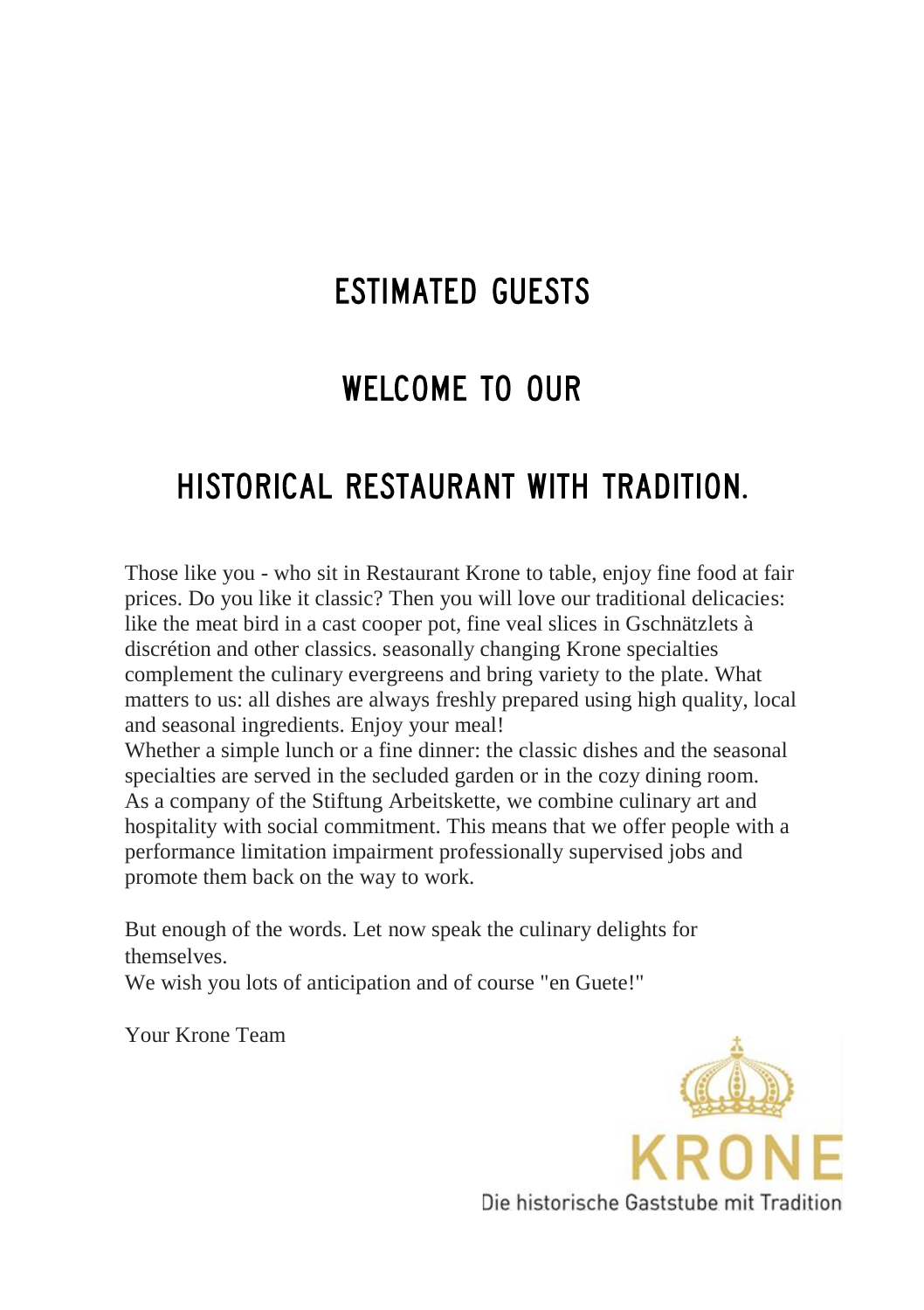# ESTIMATED GUESTS

# WELCOME TO OUR

# HISTORICAL RESTAURANT WITH TRADITION.

Those like you - who sit in Restaurant Krone to table, enjoy fine food at fair prices. Do you like it classic? Then you will love our traditional delicacies: like the meat bird in a cast cooper pot, fine veal slices in Gschnätzlets à discrétion and other classics. seasonally changing Krone specialties complement the culinary evergreens and bring variety to the plate. What matters to us: all dishes are always freshly prepared using high quality, local and seasonal ingredients. Enjoy your meal!
Whether a simple lunch or a fine dinner: the classic dishes and the seasonal specialties are served in the secluded garden or in the cozy dining room.
As a company of the Stiftung Arbeitskette, we combine culinary art and hospitality with social commitment. This means that we offer people with a performance limitation impairment professionally supervised jobs and promote them back on the way to work.

But enough of the words. Let now speak the culinary delights for themselves.
We wish you lots of anticipation and of course "en Guete!"

Your Krone Team

KRONE

Die historische Gaststube mit Tradition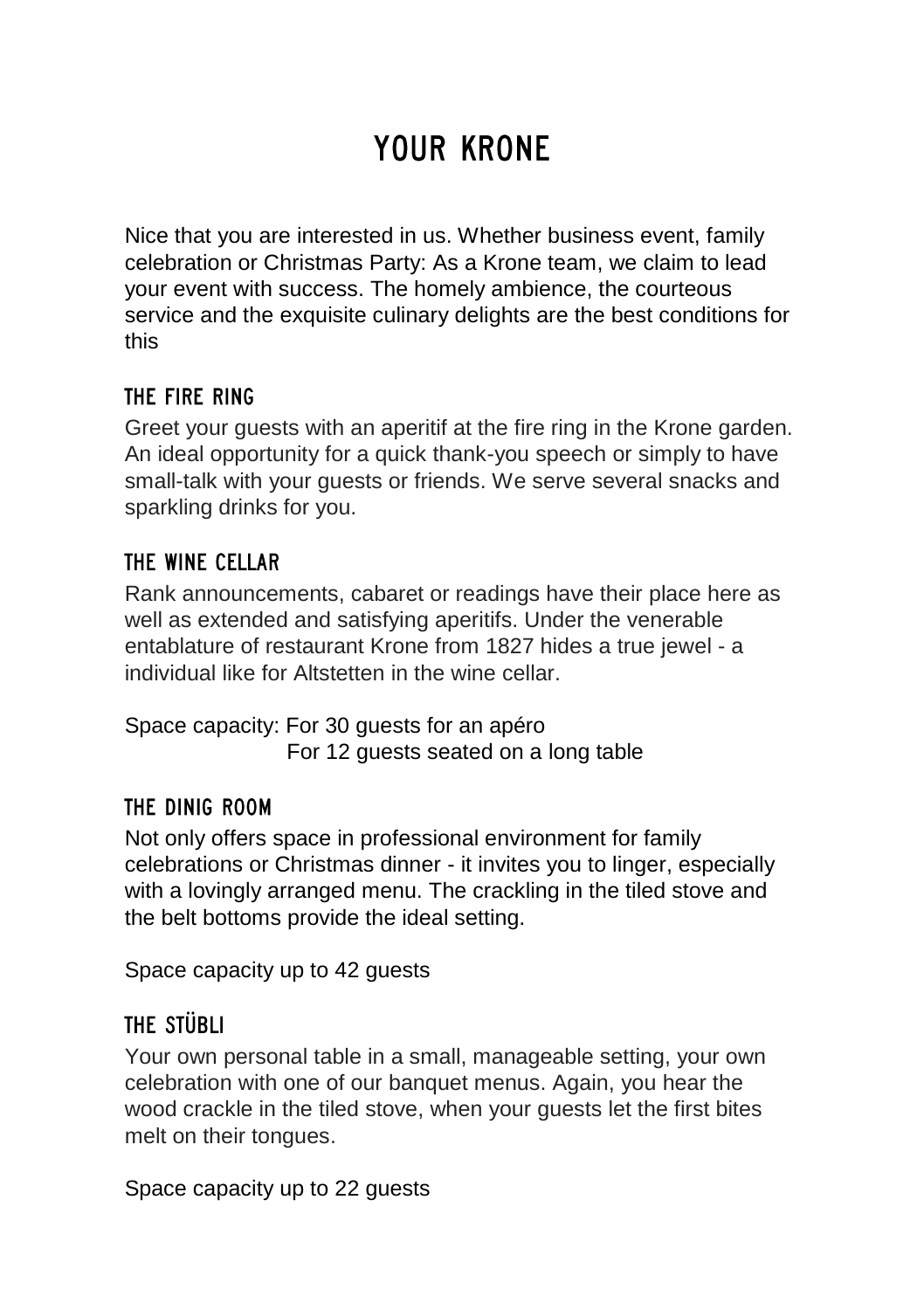# YOUR KRONE

Nice that you are interested in us. Whether business event, family celebration or Christmas Party: As a Krone team, we claim to lead your event with success. The homely ambience, the courteous service and the exquisite culinary delights are the best conditions for this

## THE FIRE RING

Greet your guests with an aperitif at the fire ring in the Krone garden. An ideal opportunity for a quick thank-you speech or simply to have small-talk with your guests or friends. We serve several snacks and sparkling drinks for you.

## THE WINE CELLAR

Rank announcements, cabaret or readings have their place here as well as extended and satisfying aperitifs. Under the venerable entablature of restaurant Krone from 1827 hides a true jewel - a individual like for Altstetten in the wine cellar.

Space capacity: For 30 guests for an apéro
For 12 guests seated on a long table

## THE DINIG ROOM

Not only offers space in professional environment for family celebrations or Christmas dinner - it invites you to linger, especially with a lovingly arranged menu. The crackling in the tiled stove and the belt bottoms provide the ideal setting.

Space capacity up to 42 guests

## THE STÜBLI

Your own personal table in a small, manageable setting, your own celebration with one of our banquet menus. Again, you hear the wood crackle in the tiled stove, when your guests let the first bites melt on their tongues.

Space capacity up to 22 guests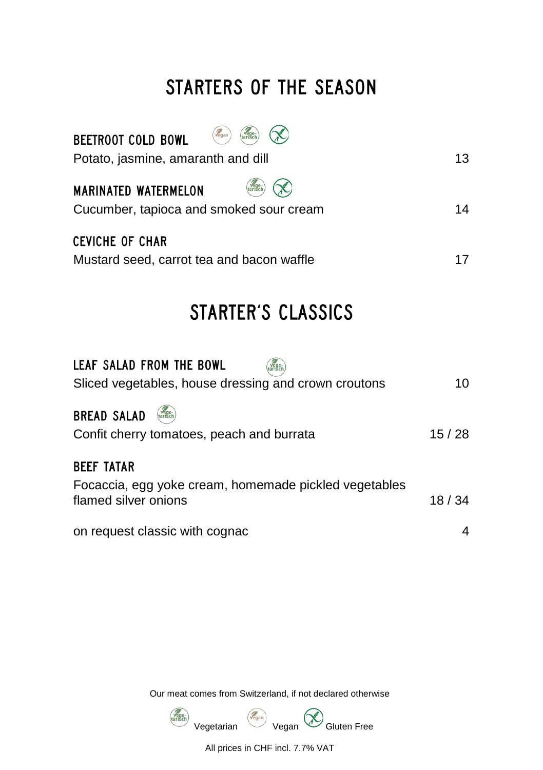# STARTERS OF THE SEASON

**BEETROOT COLD BOWL** (vegan) (vegetarisch) (gluten free)
Potato, jasmine, amaranth and dill — 13

**MARINATED WATERMELON** (vegetarisch) (gluten free)
Cucumber, tapioca and smoked sour cream — 14

**CEVICHE OF CHAR**
Mustard seed, carrot tea and bacon waffle — 17

# STARTER'S CLASSICS

**LEAF SALAD FROM THE BOWL** (vegetarisch)
Sliced vegetables, house dressing and crown croutons — 10

**BREAD SALAD** (vegetarisch)
Confit cherry tomatoes, peach and burrata — 15 / 28

**BEEF TATAR**
Focaccia, egg yoke cream, homemade pickled vegetables
flamed silver onions — 18 / 34

on request classic with cognac — 4

Our meat comes from Switzerland, if not declared otherwise

(vegetarisch) Vegetarian (vegan) Vegan (gluten free) Gluten Free

All prices in CHF incl. 7.7% VAT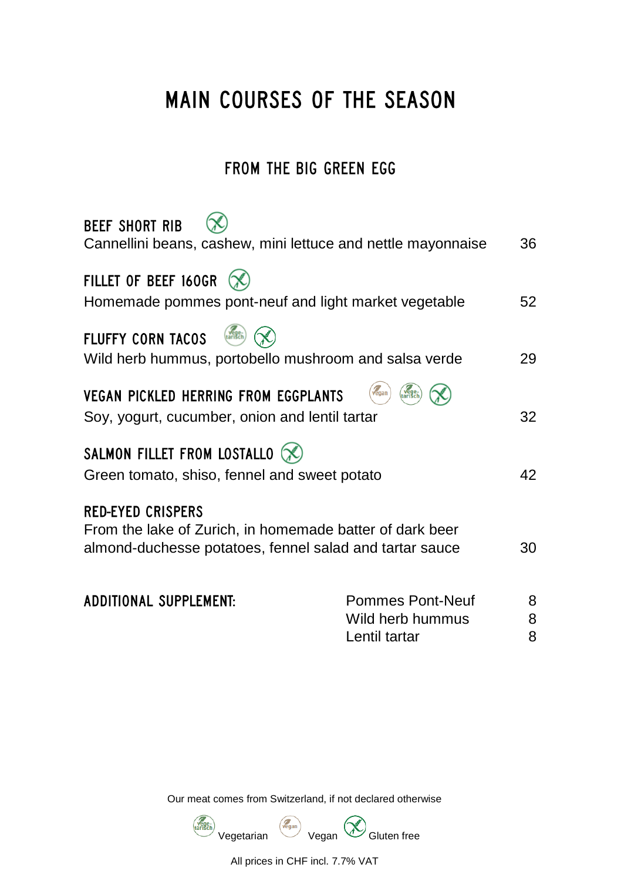# MAIN COURSES OF THE SEASON

## FROM THE BIG GREEN EGG

**BEEF SHORT RIB** (Gluten free)
Cannellini beans, cashew, mini lettuce and nettle mayonnaise 36

**FILLET OF BEEF 160GR** (Gluten free)
Homemade pommes pont-neuf and light market vegetable 52

**FLUFFY CORN TACOS** (Vegetarian, Gluten free)
Wild herb hummus, portobello mushroom and salsa verde 29

**VEGAN PICKLED HERRING FROM EGGPLANTS** (Vegan, Vegetarian, Gluten free)
Soy, yogurt, cucumber, onion and lentil tartar 32

**SALMON FILLET FROM LOSTALLO** (Gluten free)
Green tomato, shiso, fennel and sweet potato 42

**RED-EYED CRISPERS**
From the lake of Zurich, in homemade batter of dark beer
almond-duchesse potatoes, fennel salad and tartar sauce 30

| ADDITIONAL SUPPLEMENT: | | |
|---|---|---|
| | Pommes Pont-Neuf | 8 |
| | Wild herb hummus | 8 |
| | Lentil tartar | 8 |

Our meat comes from Switzerland, if not declared otherwise

Vegetarian Vegan Gluten free

All prices in CHF incl. 7.7% VAT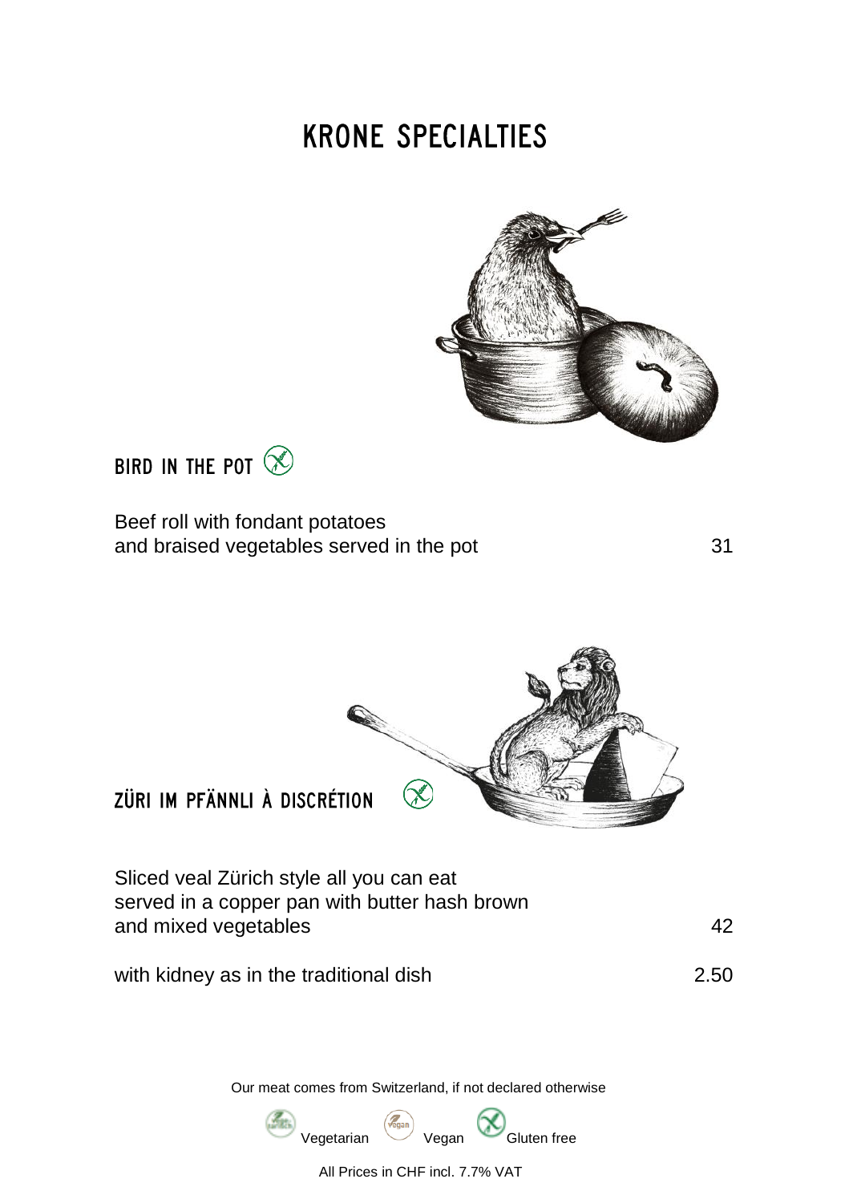# KRONE SPECIALTIES

## BIRD IN THE POT (Gluten free)

Beef roll with fondant potatoes
and braised vegetables served in the pot — 31

## ZÜRI IM PFÄNNLI À DISCRÉTION (Gluten free)

Sliced veal Zürich style all you can eat
served in a copper pan with butter hash brown
and mixed vegetables — 42

with kidney as in the traditional dish — 2.50

Our meat comes from Switzerland, if not declared otherwise

Vegetarian — Vegan — Gluten free

All Prices in CHF incl. 7.7% VAT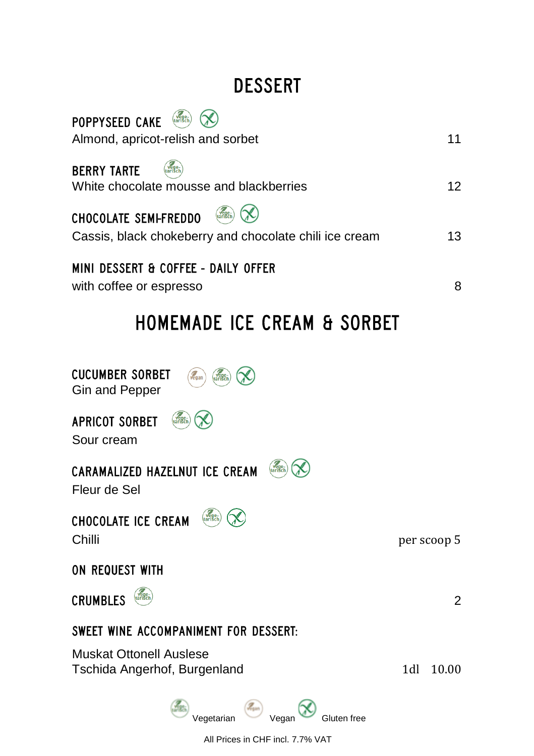# DESSERT

**POPPYSEED CAKE** (Vegetarian) (Gluten free)
Almond, apricot-relish and sorbet — 11

**BERRY TARTE** (Vegetarian)
White chocolate mousse and blackberries — 12

**CHOCOLATE SEMI-FREDDO** (Vegetarian) (Gluten free)
Cassis, black chokeberry and chocolate chili ice cream — 13

**MINI DESSERT & COFFEE - DAILY OFFER**
with coffee or espresso — 8

# HOMEMADE ICE CREAM & SORBET

**CUCUMBER SORBET** (Vegan) (Vegetarian) (Gluten free)
Gin and Pepper

**APRICOT SORBET** (Vegetarian) (Gluten free)
Sour cream

**CARAMALIZED HAZELNUT ICE CREAM** (Vegetarian) (Gluten free)
Fleur de Sel

**CHOCOLATE ICE CREAM** (Vegetarian) (Gluten free)
Chilli — per scoop 5

**ON REQUEST WITH**

**CRUMBLES** (Vegetarian) — 2

**SWEET WINE ACCOMPANIMENT FOR DESSERT:**

Muskat Ottonell Auslese
Tschida Angerhof, Burgenland — 1dl 10.00

Vegetarian · Vegan · Gluten free

All Prices in CHF incl. 7.7% VAT